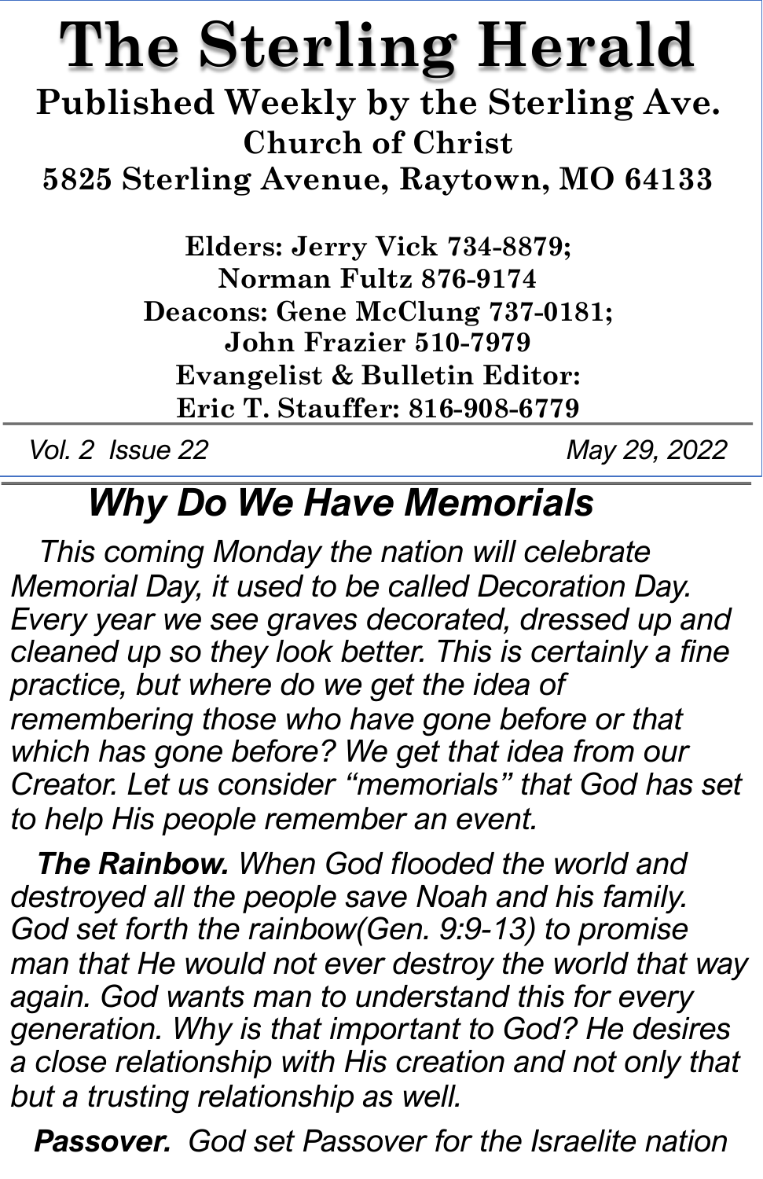# The Sterling Herald

**Published Weekly by the Sterling Ave. Church of Christ**
**5825 Sterling Avenue, Raytown, MO 64133**

**Elders: Jerry Vick 734-8879; Norman Fultz 876-9174**
**Deacons: Gene McClung 737-0181; John Frazier 510-7979**
**Evangelist & Bulletin Editor: Eric T. Stauffer: 816-908-6779**

*Vol. 2 Issue 22* *May 29, 2022*

## *Why Do We Have Memorials*

*This coming Monday the nation will celebrate Memorial Day, it used to be called Decoration Day. Every year we see graves decorated, dressed up and cleaned up so they look better. This is certainly a fine practice, but where do we get the idea of remembering those who have gone before or that which has gone before? We get that idea from our Creator. Let us consider "memorials" that God has set to help His people remember an event.*

***The Rainbow.*** *When God flooded the world and destroyed all the people save Noah and his family. God set forth the rainbow(Gen. 9:9-13) to promise man that He would not ever destroy the world that way again. God wants man to understand this for every generation. Why is that important to God? He desires a close relationship with His creation and not only that but a trusting relationship as well.*

***Passover.*** *God set Passover for the Israelite nation*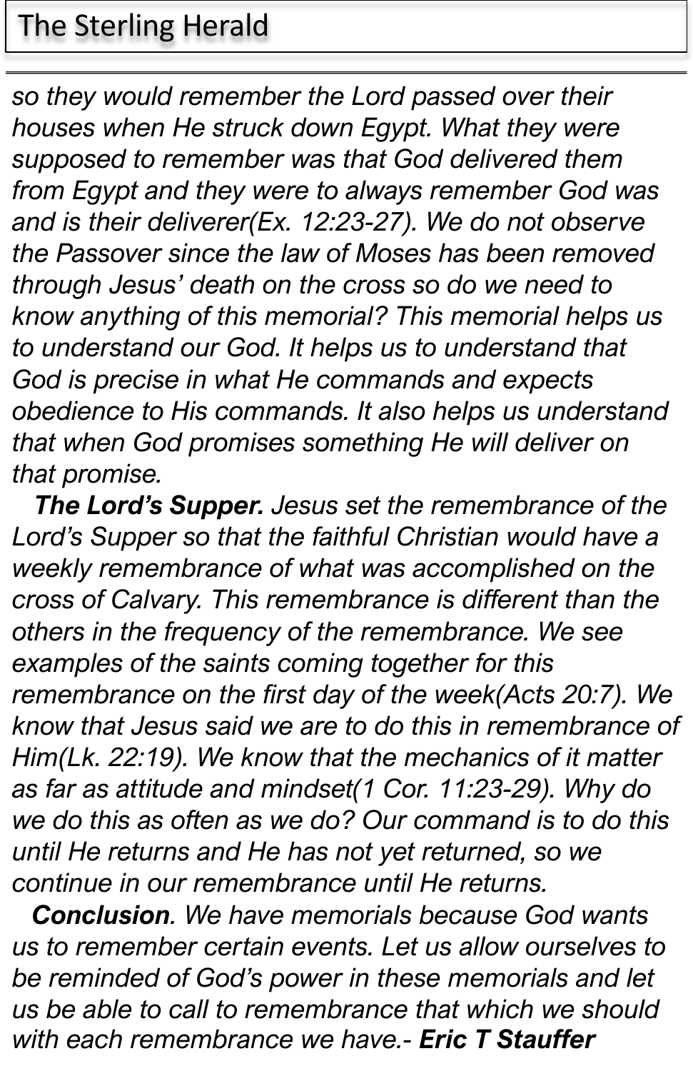*so they would remember the Lord passed over their houses when He struck down Egypt. What they were supposed to remember was that God delivered them from Egypt and they were to always remember God was and is their deliverer(Ex. 12:23-27). We do not observe the Passover since the law of Moses has been removed through Jesus' death on the cross so do we need to know anything of this memorial? This memorial helps us to understand our God. It helps us to understand that God is precise in what He commands and expects obedience to His commands. It also helps us understand that when God promises something He will deliver on that promise.*

***The Lord's Supper.*** *Jesus set the remembrance of the Lord's Supper so that the faithful Christian would have a weekly remembrance of what was accomplished on the cross of Calvary. This remembrance is different than the others in the frequency of the remembrance. We see examples of the saints coming together for this remembrance on the first day of the week(Acts 20:7). We know that Jesus said we are to do this in remembrance of Him(Lk. 22:19). We know that the mechanics of it matter as far as attitude and mindset(1 Cor. 11:23-29). Why do we do this as often as we do? Our command is to do this until He returns and He has not yet returned, so we continue in our remembrance until He returns.*

***Conclusion****. We have memorials because God wants us to remember certain events. Let us allow ourselves to be reminded of God's power in these memorials and let us be able to call to remembrance that which we should with each remembrance we have.-* ***Eric T Stauffer***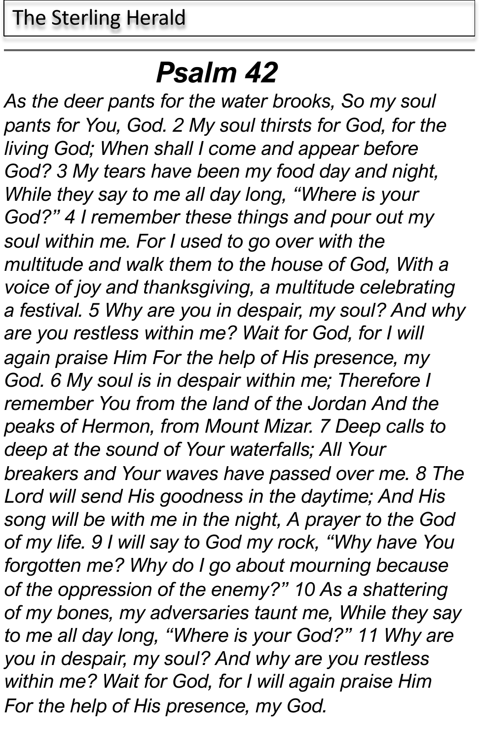# *Psalm 42*

*As the deer pants for the water brooks, So my soul pants for You, God. 2 My soul thirsts for God, for the living God; When shall I come and appear before God? 3 My tears have been my food day and night, While they say to me all day long, "Where is your God?" 4 I remember these things and pour out my soul within me. For I used to go over with the multitude and walk them to the house of God, With a voice of joy and thanksgiving, a multitude celebrating a festival. 5 Why are you in despair, my soul? And why are you restless within me? Wait for God, for I will again praise Him For the help of His presence, my God. 6 My soul is in despair within me; Therefore I remember You from the land of the Jordan And the peaks of Hermon, from Mount Mizar. 7 Deep calls to deep at the sound of Your waterfalls; All Your breakers and Your waves have passed over me. 8 The Lord will send His goodness in the daytime; And His song will be with me in the night, A prayer to the God of my life. 9 I will say to God my rock, "Why have You forgotten me? Why do I go about mourning because of the oppression of the enemy?" 10 As a shattering of my bones, my adversaries taunt me, While they say to me all day long, "Where is your God?" 11 Why are you in despair, my soul? And why are you restless within me? Wait for God, for I will again praise Him For the help of His presence, my God.*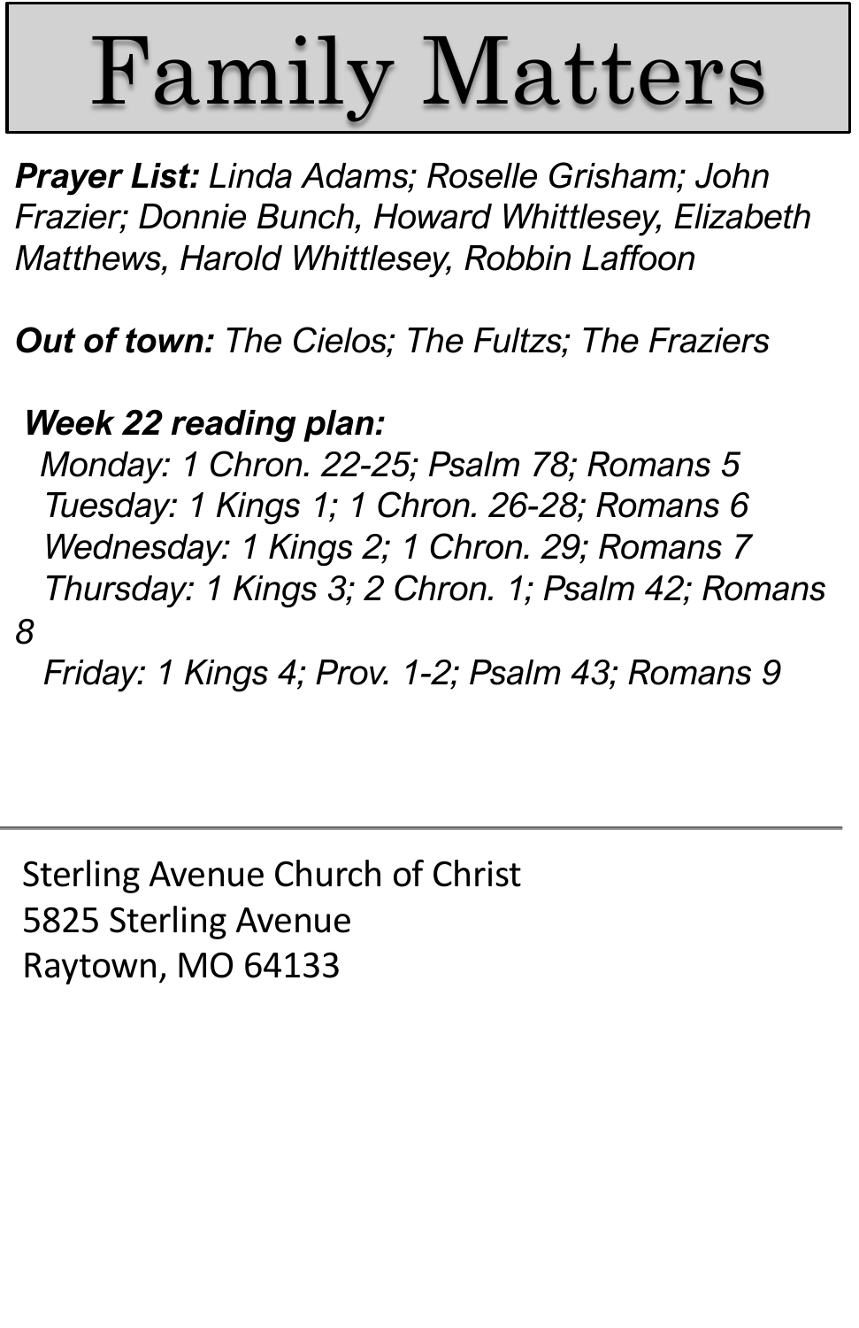# Family Matters

***Prayer List:*** *Linda Adams; Roselle Grisham; John Frazier; Donnie Bunch, Howard Whittlesey, Elizabeth Matthews, Harold Whittlesey, Robbin Laffoon*

***Out of town:*** *The Cielos; The Fultzs; The Fraziers*

***Week 22 reading plan:***

*Monday: 1 Chron. 22-25; Psalm 78; Romans 5*
*Tuesday: 1 Kings 1; 1 Chron. 26-28; Romans 6*
*Wednesday: 1 Kings 2; 1 Chron. 29; Romans 7*
*Thursday: 1 Kings 3; 2 Chron. 1; Psalm 42; Romans 8*
*Friday: 1 Kings 4; Prov. 1-2; Psalm 43; Romans 9*

---

Sterling Avenue Church of Christ
5825 Sterling Avenue
Raytown, MO 64133